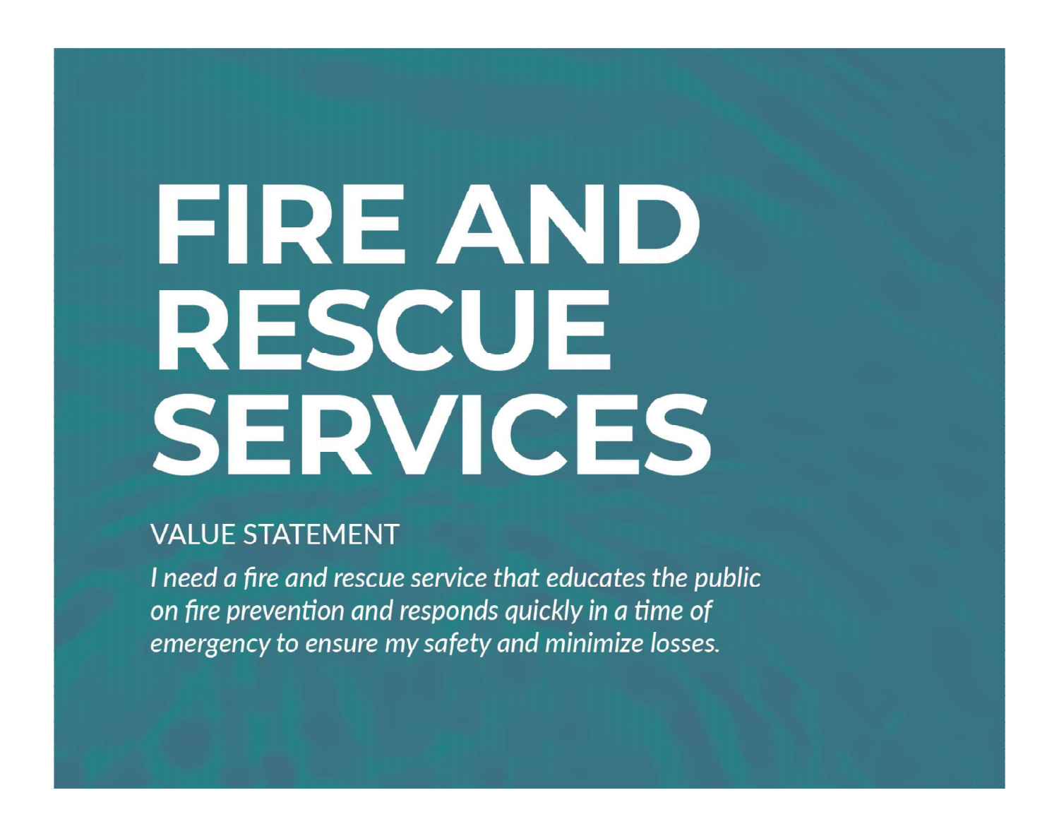# FIRE AND RESCUE SERVICES

## VALUE STATEMENT

*I need a fire and rescue service that educates the public on fire prevention and responds quickly in a time of emergency to ensure my safety and minimize losses.*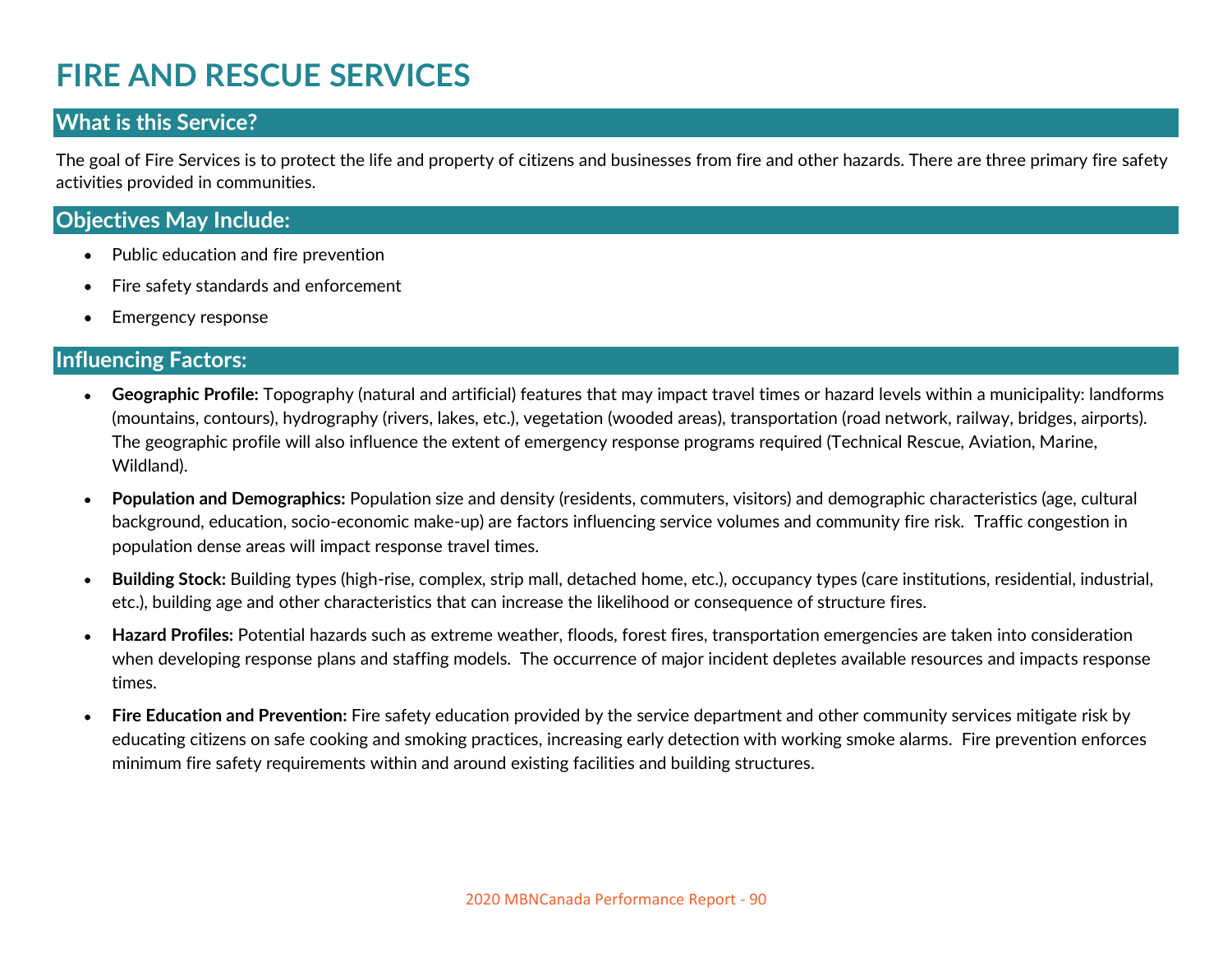# FIRE AND RESCUE SERVICES

## What is this Service?

The goal of Fire Services is to protect the life and property of citizens and businesses from fire and other hazards. There are three primary fire safety activities provided in communities.

## Objectives May Include:

- Public education and fire prevention
- Fire safety standards and enforcement
- Emergency response

## Influencing Factors:

- **Geographic Profile:** Topography (natural and artificial) features that may impact travel times or hazard levels within a municipality: landforms (mountains, contours), hydrography (rivers, lakes, etc.), vegetation (wooded areas), transportation (road network, railway, bridges, airports). The geographic profile will also influence the extent of emergency response programs required (Technical Rescue, Aviation, Marine, Wildland).
- **Population and Demographics:** Population size and density (residents, commuters, visitors) and demographic characteristics (age, cultural background, education, socio-economic make-up) are factors influencing service volumes and community fire risk. Traffic congestion in population dense areas will impact response travel times.
- **Building Stock:** Building types (high-rise, complex, strip mall, detached home, etc.), occupancy types (care institutions, residential, industrial, etc.), building age and other characteristics that can increase the likelihood or consequence of structure fires.
- **Hazard Profiles:** Potential hazards such as extreme weather, floods, forest fires, transportation emergencies are taken into consideration when developing response plans and staffing models. The occurrence of major incident depletes available resources and impacts response times.
- **Fire Education and Prevention:** Fire safety education provided by the service department and other community services mitigate risk by educating citizens on safe cooking and smoking practices, increasing early detection with working smoke alarms. Fire prevention enforces minimum fire safety requirements within and around existing facilities and building structures.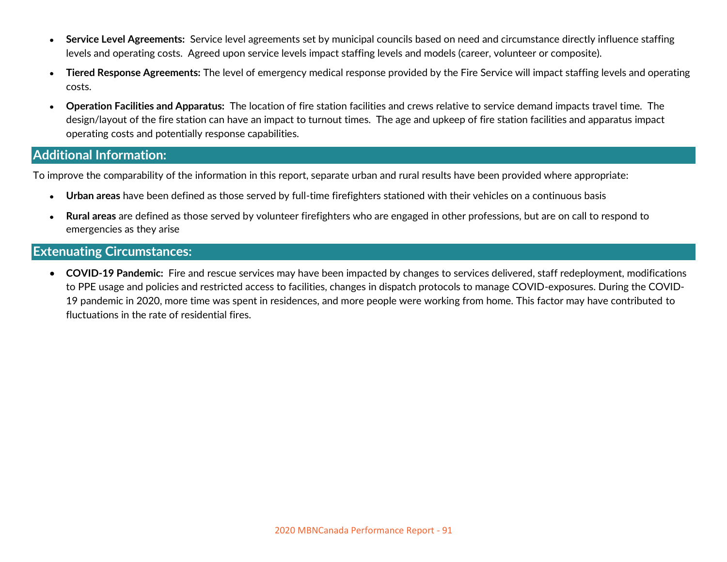- **Service Level Agreements:** Service level agreements set by municipal councils based on need and circumstance directly influence staffing levels and operating costs. Agreed upon service levels impact staffing levels and models (career, volunteer or composite).
- **Tiered Response Agreements:** The level of emergency medical response provided by the Fire Service will impact staffing levels and operating costs.
- **Operation Facilities and Apparatus:** The location of fire station facilities and crews relative to service demand impacts travel time. The design/layout of the fire station can have an impact to turnout times. The age and upkeep of fire station facilities and apparatus impact operating costs and potentially response capabilities.

## Additional Information:

To improve the comparability of the information in this report, separate urban and rural results have been provided where appropriate:

- **Urban areas** have been defined as those served by full-time firefighters stationed with their vehicles on a continuous basis
- **Rural areas** are defined as those served by volunteer firefighters who are engaged in other professions, but are on call to respond to emergencies as they arise

## Extenuating Circumstances:

- **COVID-19 Pandemic:** Fire and rescue services may have been impacted by changes to services delivered, staff redeployment, modifications to PPE usage and policies and restricted access to facilities, changes in dispatch protocols to manage COVID-exposures. During the COVID-19 pandemic in 2020, more time was spent in residences, and more people were working from home. This factor may have contributed to fluctuations in the rate of residential fires.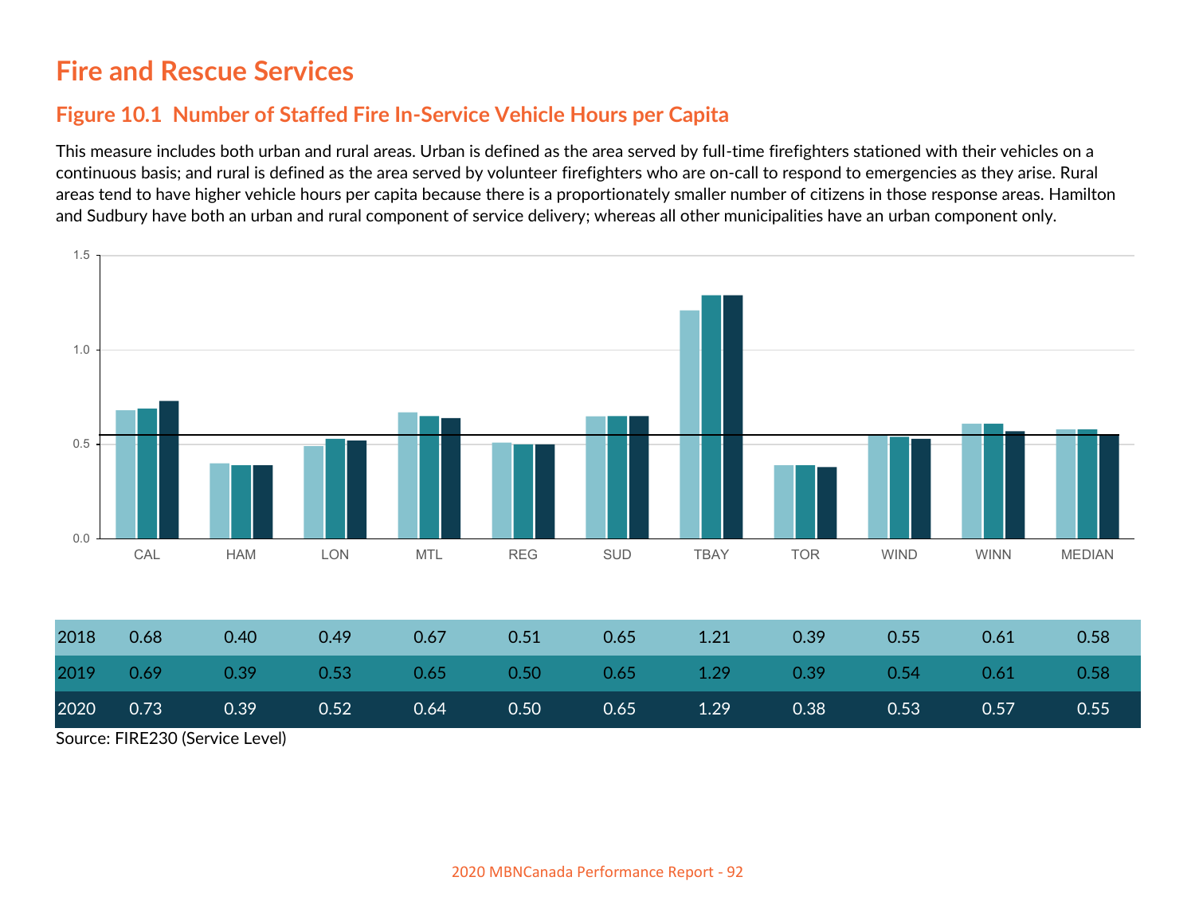# Fire and Rescue Services

## Figure 10.1 Number of Staffed Fire In-Service Vehicle Hours per Capita

This measure includes both urban and rural areas. Urban is defined as the area served by full-time firefighters stationed with their vehicles on a continuous basis; and rural is defined as the area served by volunteer firefighters who are on-call to respond to emergencies as they arise. Rural areas tend to have higher vehicle hours per capita because there is a proportionately smaller number of citizens in those response areas. Hamilton and Sudbury have both an urban and rural component of service delivery; whereas all other municipalities have an urban component only.

1.5
1.0
0.5
0.0

CAL HAM LON MTL REG SUD TBAY TOR WIND WINN MEDIAN

| | CAL | HAM | LON | MTL | REG | SUD | TBAY | TOR | WIND | WINN | MEDIAN |
|---|---|---|---|---|---|---|---|---|---|---|---|
| 2018 | 0.68 | 0.40 | 0.49 | 0.67 | 0.51 | 0.65 | 1.21 | 0.39 | 0.55 | 0.61 | 0.58 |
| 2019 | 0.69 | 0.39 | 0.53 | 0.65 | 0.50 | 0.65 | 1.29 | 0.39 | 0.54 | 0.61 | 0.58 |
| 2020 | 0.73 | 0.39 | 0.52 | 0.64 | 0.50 | 0.65 | 1.29 | 0.38 | 0.53 | 0.57 | 0.55 |

Source: FIRE230 (Service Level)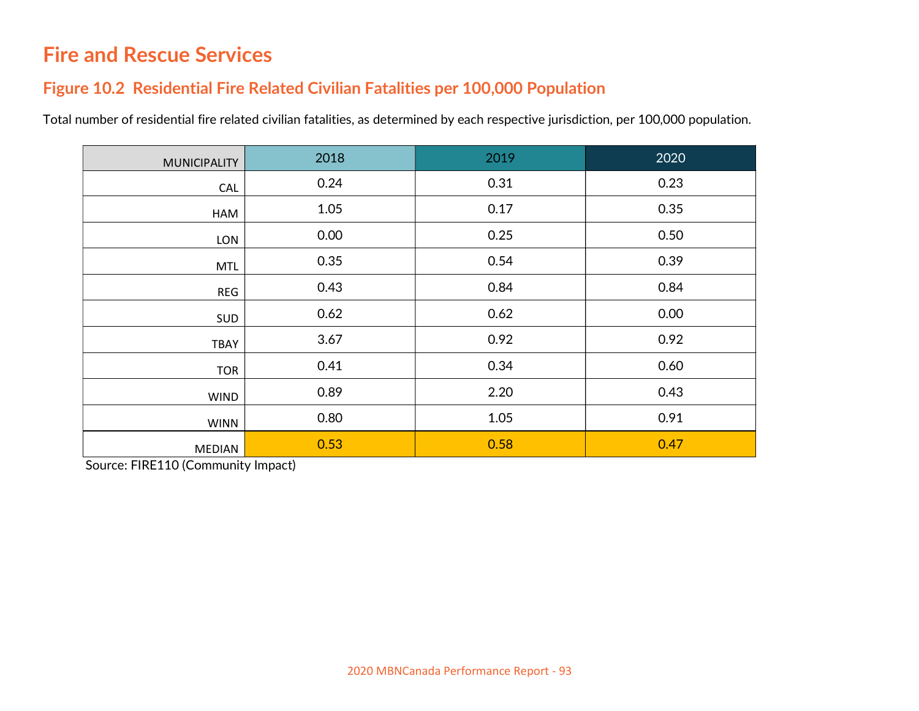# Fire and Rescue Services

## Figure 10.2 Residential Fire Related Civilian Fatalities per 100,000 Population

Total number of residential fire related civilian fatalities, as determined by each respective jurisdiction, per 100,000 population.

| MUNICIPALITY | 2018 | 2019 | 2020 |
|---|---|---|---|
| CAL | 0.24 | 0.31 | 0.23 |
| HAM | 1.05 | 0.17 | 0.35 |
| LON | 0.00 | 0.25 | 0.50 |
| MTL | 0.35 | 0.54 | 0.39 |
| REG | 0.43 | 0.84 | 0.84 |
| SUD | 0.62 | 0.62 | 0.00 |
| TBAY | 3.67 | 0.92 | 0.92 |
| TOR | 0.41 | 0.34 | 0.60 |
| WIND | 0.89 | 2.20 | 0.43 |
| WINN | 0.80 | 1.05 | 0.91 |
| MEDIAN | 0.53 | 0.58 | 0.47 |

Source: FIRE110 (Community Impact)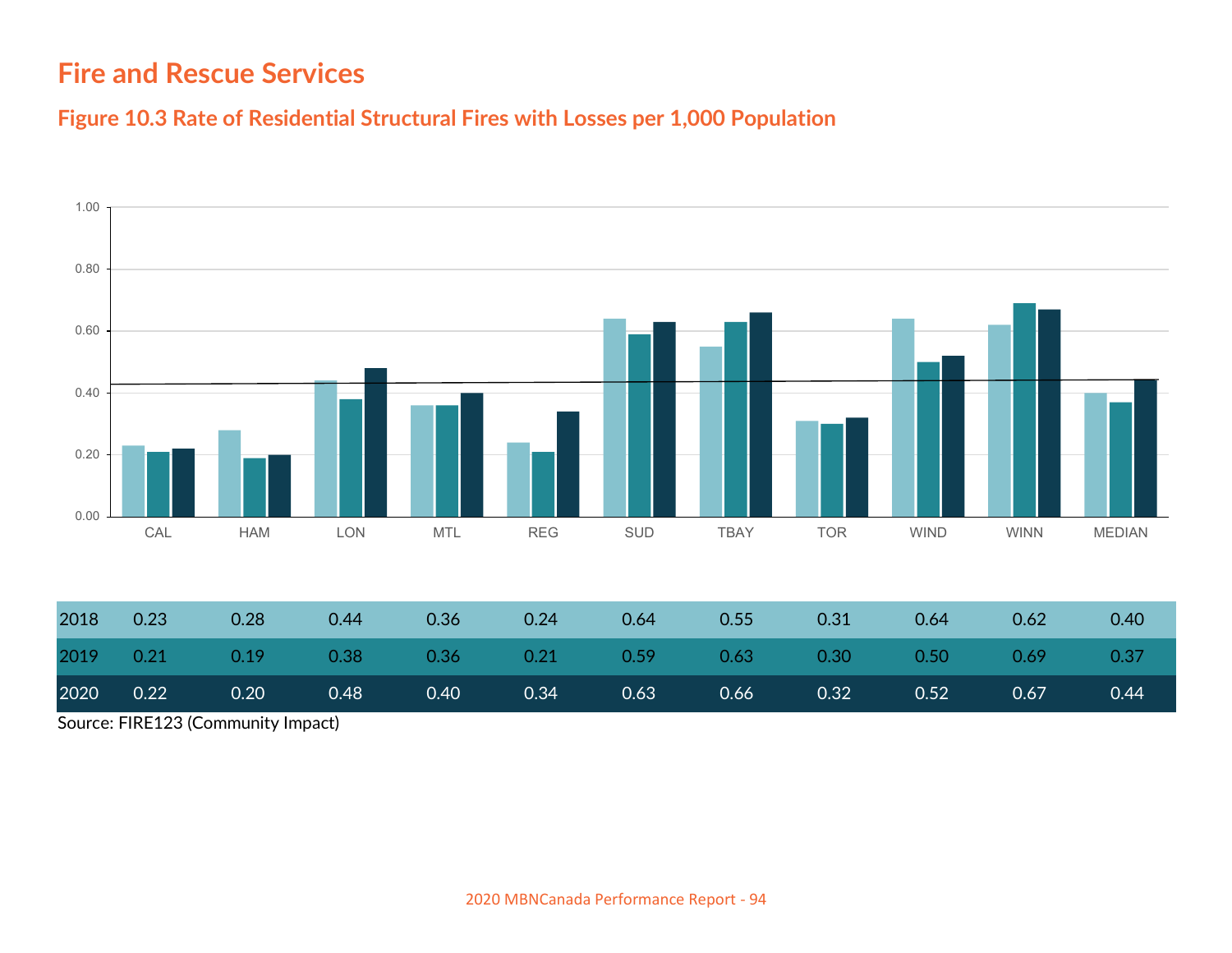# Fire and Rescue Services

## Figure 10.3 Rate of Residential Structural Fires with Losses per 1,000 Population

1.00
0.80
0.60
0.40
0.20
0.00

CAL HAM LON MTL REG SUD TBAY TOR WIND WINN MEDIAN

| | CAL | HAM | LON | MTL | REG | SUD | TBAY | TOR | WIND | WINN | MEDIAN |
|---|---|---|---|---|---|---|---|---|---|---|---|
| 2018 | 0.23 | 0.28 | 0.44 | 0.36 | 0.24 | 0.64 | 0.55 | 0.31 | 0.64 | 0.62 | 0.40 |
| 2019 | 0.21 | 0.19 | 0.38 | 0.36 | 0.21 | 0.59 | 0.63 | 0.30 | 0.50 | 0.69 | 0.37 |
| 2020 | 0.22 | 0.20 | 0.48 | 0.40 | 0.34 | 0.63 | 0.66 | 0.32 | 0.52 | 0.67 | 0.44 |

Source: FIRE123 (Community Impact)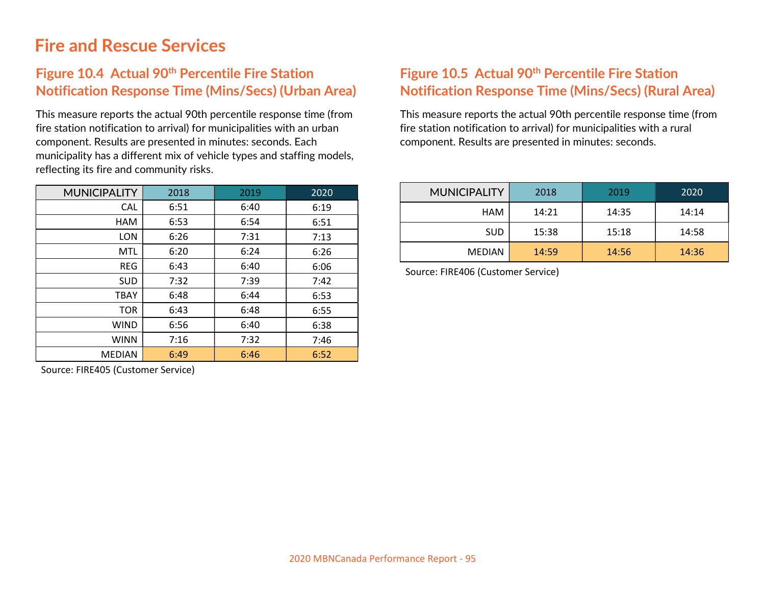# Fire and Rescue Services

## Figure 10.4 Actual 90th Percentile Fire Station Notification Response Time (Mins/Secs) (Urban Area)

This measure reports the actual 90th percentile response time (from fire station notification to arrival) for municipalities with an urban component. Results are presented in minutes: seconds. Each municipality has a different mix of vehicle types and staffing models, reflecting its fire and community risks.

| MUNICIPALITY | 2018 | 2019 | 2020 |
|---|---|---|---|
| CAL | 6:51 | 6:40 | 6:19 |
| HAM | 6:53 | 6:54 | 6:51 |
| LON | 6:26 | 7:31 | 7:13 |
| MTL | 6:20 | 6:24 | 6:26 |
| REG | 6:43 | 6:40 | 6:06 |
| SUD | 7:32 | 7:39 | 7:42 |
| TBAY | 6:48 | 6:44 | 6:53 |
| TOR | 6:43 | 6:48 | 6:55 |
| WIND | 6:56 | 6:40 | 6:38 |
| WINN | 7:16 | 7:32 | 7:46 |
| MEDIAN | 6:49 | 6:46 | 6:52 |

Source: FIRE405 (Customer Service)

## Figure 10.5 Actual 90th Percentile Fire Station Notification Response Time (Mins/Secs) (Rural Area)

This measure reports the actual 90th percentile response time (from fire station notification to arrival) for municipalities with a rural component. Results are presented in minutes: seconds.

| MUNICIPALITY | 2018 | 2019 | 2020 |
|---|---|---|---|
| HAM | 14:21 | 14:35 | 14:14 |
| SUD | 15:38 | 15:18 | 14:58 |
| MEDIAN | 14:59 | 14:56 | 14:36 |

Source: FIRE406 (Customer Service)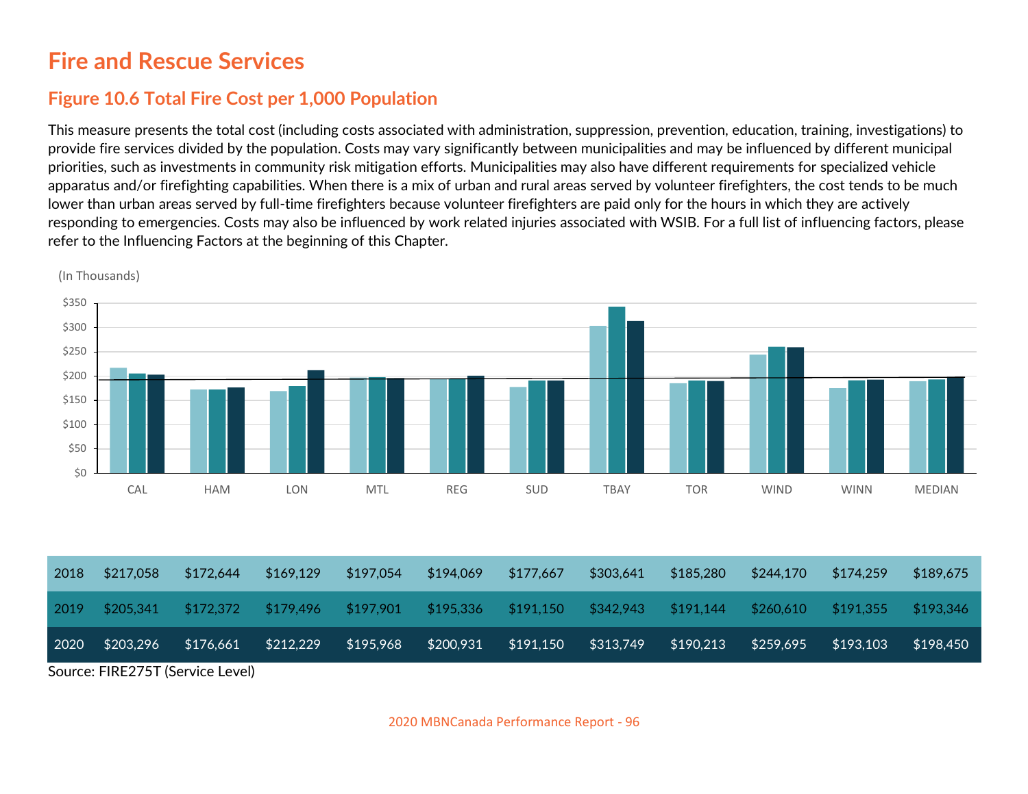# Fire and Rescue Services

## Figure 10.6 Total Fire Cost per 1,000 Population

This measure presents the total cost (including costs associated with administration, suppression, prevention, education, training, investigations) to provide fire services divided by the population. Costs may vary significantly between municipalities and may be influenced by different municipal priorities, such as investments in community risk mitigation efforts. Municipalities may also have different requirements for specialized vehicle apparatus and/or firefighting capabilities. When there is a mix of urban and rural areas served by volunteer firefighters, the cost tends to be much lower than urban areas served by full-time firefighters because volunteer firefighters are paid only for the hours in which they are actively responding to emergencies. Costs may also be influenced by work related injuries associated with WSIB. For a full list of influencing factors, please refer to the Influencing Factors at the beginning of this Chapter.

(In Thousands)

$350
$300
$250
$200
$150
$100
$50
$0

CAL HAM LON MTL REG SUD TBAY TOR WIND WINN MEDIAN

| | CAL | HAM | LON | MTL | REG | SUD | TBAY | TOR | WIND | WINN | MEDIAN |
|---|---|---|---|---|---|---|---|---|---|---|---|
| 2018 | $217,058 | $172,644 | $169,129 | $197,054 | $194,069 | $177,667 | $303,641 | $185,280 | $244,170 | $174,259 | $189,675 |
| 2019 | $205,341 | $172,372 | $179,496 | $197,901 | $195,336 | $191,150 | $342,943 | $191,144 | $260,610 | $191,355 | $193,346 |
| 2020 | $203,296 | $176,661 | $212,229 | $195,968 | $200,931 | $191,150 | $313,749 | $190,213 | $259,695 | $193,103 | $198,450 |

Source: FIRE275T (Service Level)